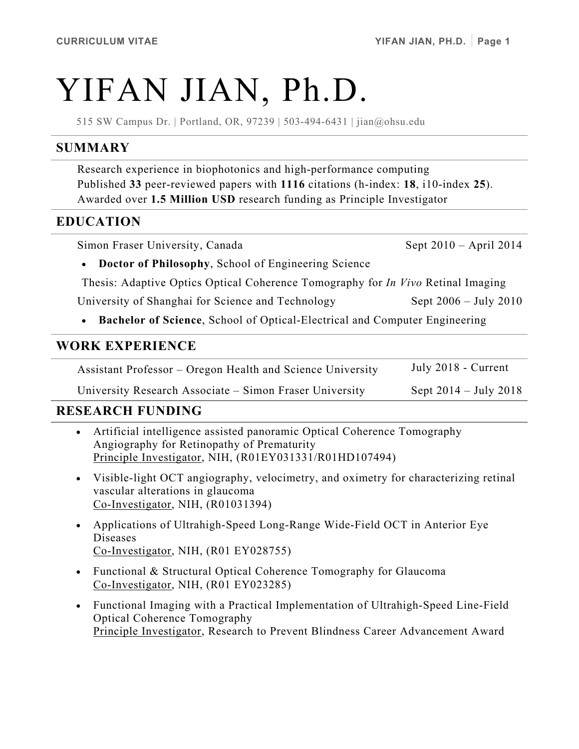# YIFAN JIAN, Ph.D.

515 SW Campus Dr. | Portland, OR, 97239 | 503-494-6431 | jian@ohsu.edu

## SUMMARY

Research experience in biophotonics and high-performance computing
Published **33** peer-reviewed papers with **1116** citations (h-index: **18**, i10-index **25**).
Awarded over **1.5 Million USD** research funding as Principle Investigator

## EDUCATION

Simon Fraser University, Canada — Sept 2010 – April 2014

- **Doctor of Philosophy**, School of Engineering Science

Thesis: Adaptive Optics Optical Coherence Tomography for *In Vivo* Retinal Imaging

University of Shanghai for Science and Technology — Sept 2006 – July 2010

- **Bachelor of Science**, School of Optical-Electrical and Computer Engineering

## WORK EXPERIENCE

Assistant Professor – Oregon Health and Science University — July 2018 - Current

University Research Associate – Simon Fraser University — Sept 2014 – July 2018

## RESEARCH FUNDING

- Artificial intelligence assisted panoramic Optical Coherence Tomography Angiography for Retinopathy of Prematurity
  Principle Investigator, NIH, (R01EY031331/R01HD107494)
- Visible-light OCT angiography, velocimetry, and oximetry for characterizing retinal vascular alterations in glaucoma
  Co-Investigator, NIH, (R01031394)
- Applications of Ultrahigh-Speed Long-Range Wide-Field OCT in Anterior Eye Diseases
  Co-Investigator, NIH, (R01 EY028755)
- Functional & Structural Optical Coherence Tomography for Glaucoma
  Co-Investigator, NIH, (R01 EY023285)
- Functional Imaging with a Practical Implementation of Ultrahigh-Speed Line-Field Optical Coherence Tomography
  Principle Investigator, Research to Prevent Blindness Career Advancement Award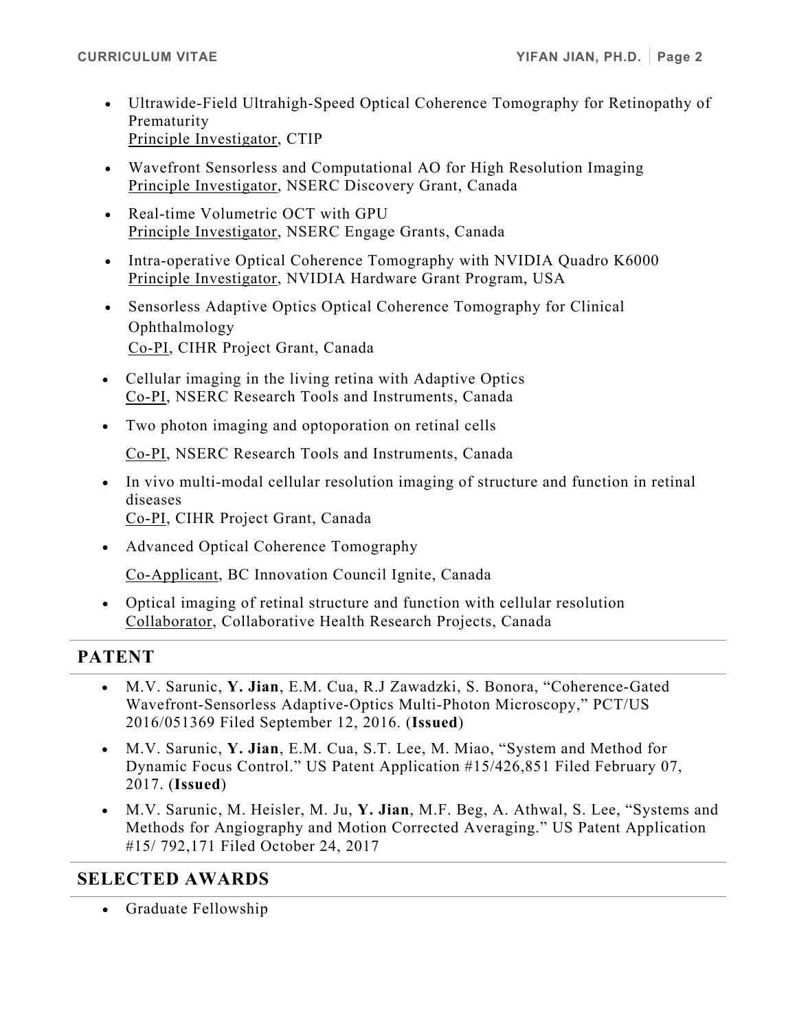- Ultrawide-Field Ultrahigh-Speed Optical Coherence Tomography for Retinopathy of Prematurity
  Principle Investigator, CTIP
- Wavefront Sensorless and Computational AO for High Resolution Imaging
  Principle Investigator, NSERC Discovery Grant, Canada
- Real-time Volumetric OCT with GPU
  Principle Investigator, NSERC Engage Grants, Canada
- Intra-operative Optical Coherence Tomography with NVIDIA Quadro K6000
  Principle Investigator, NVIDIA Hardware Grant Program, USA
- Sensorless Adaptive Optics Optical Coherence Tomography for Clinical Ophthalmology
  Co-PI, CIHR Project Grant, Canada
- Cellular imaging in the living retina with Adaptive Optics
  Co-PI, NSERC Research Tools and Instruments, Canada
- Two photon imaging and optoporation on retinal cells
  Co-PI, NSERC Research Tools and Instruments, Canada
- In vivo multi-modal cellular resolution imaging of structure and function in retinal diseases
  Co-PI, CIHR Project Grant, Canada
- Advanced Optical Coherence Tomography
  Co-Applicant, BC Innovation Council Ignite, Canada
- Optical imaging of retinal structure and function with cellular resolution
  Collaborator, Collaborative Health Research Projects, Canada

## PATENT

- M.V. Sarunic, **Y. Jian**, E.M. Cua, R.J Zawadzki, S. Bonora, "Coherence-Gated Wavefront-Sensorless Adaptive-Optics Multi-Photon Microscopy," PCT/US 2016/051369 Filed September 12, 2016. (**Issued**)
- M.V. Sarunic, **Y. Jian**, E.M. Cua, S.T. Lee, M. Miao, "System and Method for Dynamic Focus Control." US Patent Application #15/426,851 Filed February 07, 2017. (**Issued**)
- M.V. Sarunic, M. Heisler, M. Ju, **Y. Jian**, M.F. Beg, A. Athwal, S. Lee, "Systems and Methods for Angiography and Motion Corrected Averaging." US Patent Application #15/ 792,171 Filed October 24, 2017

## SELECTED AWARDS

- Graduate Fellowship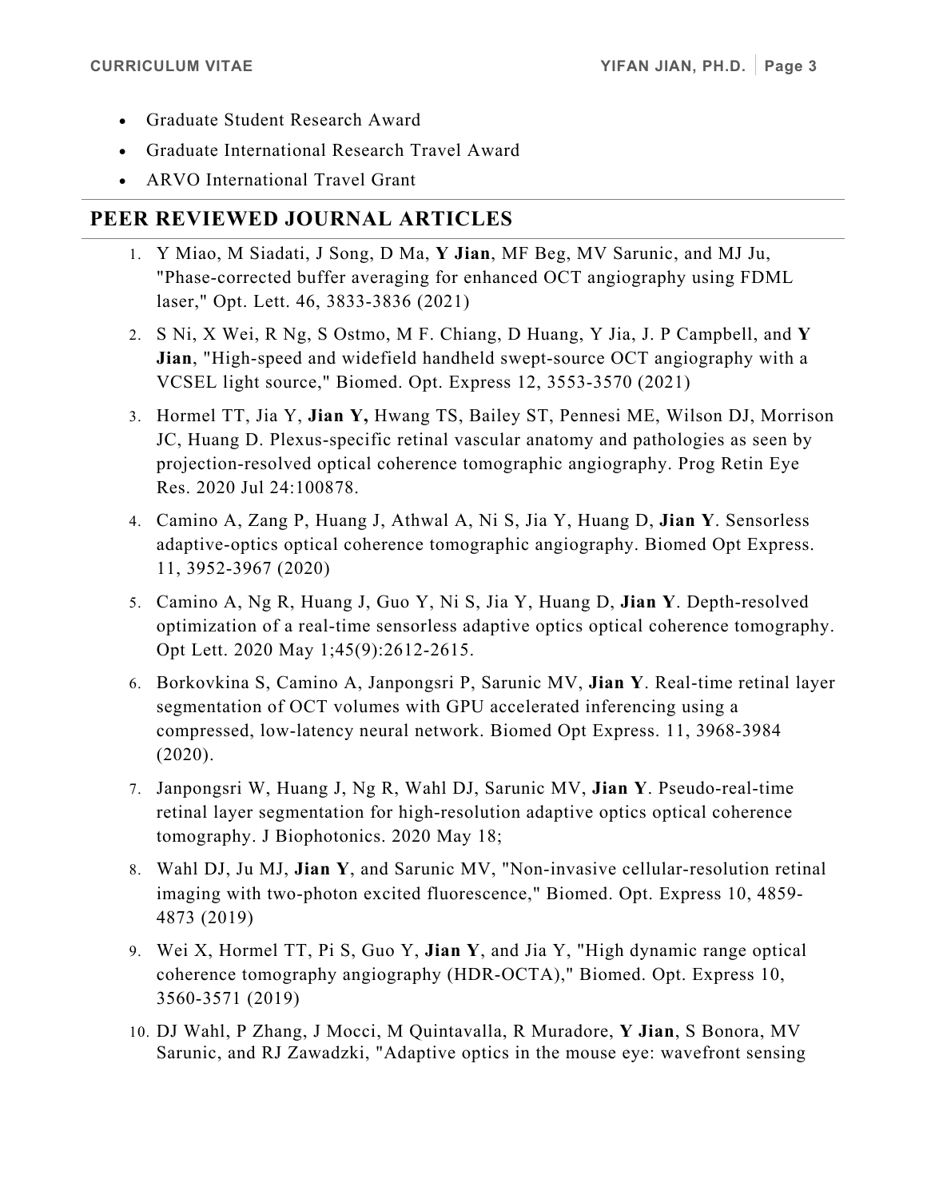- Graduate Student Research Award
- Graduate International Research Travel Award
- ARVO International Travel Grant

## PEER REVIEWED JOURNAL ARTICLES

1. Y Miao, M Siadati, J Song, D Ma, **Y Jian**, MF Beg, MV Sarunic, and MJ Ju, "Phase-corrected buffer averaging for enhanced OCT angiography using FDML laser," Opt. Lett. 46, 3833-3836 (2021)
2. S Ni, X Wei, R Ng, S Ostmo, M F. Chiang, D Huang, Y Jia, J. P Campbell, and **Y Jian**, "High-speed and widefield handheld swept-source OCT angiography with a VCSEL light source," Biomed. Opt. Express 12, 3553-3570 (2021)
3. Hormel TT, Jia Y, **Jian Y,** Hwang TS, Bailey ST, Pennesi ME, Wilson DJ, Morrison JC, Huang D. Plexus-specific retinal vascular anatomy and pathologies as seen by projection-resolved optical coherence tomographic angiography. Prog Retin Eye Res. 2020 Jul 24:100878.
4. Camino A, Zang P, Huang J, Athwal A, Ni S, Jia Y, Huang D, **Jian Y**. Sensorless adaptive-optics optical coherence tomographic angiography. Biomed Opt Express. 11, 3952-3967 (2020)
5. Camino A, Ng R, Huang J, Guo Y, Ni S, Jia Y, Huang D, **Jian Y**. Depth-resolved optimization of a real-time sensorless adaptive optics optical coherence tomography. Opt Lett. 2020 May 1;45(9):2612-2615.
6. Borkovkina S, Camino A, Janpongsri P, Sarunic MV, **Jian Y**. Real-time retinal layer segmentation of OCT volumes with GPU accelerated inferencing using a compressed, low-latency neural network. Biomed Opt Express. 11, 3968-3984 (2020).
7. Janpongsri W, Huang J, Ng R, Wahl DJ, Sarunic MV, **Jian Y**. Pseudo-real-time retinal layer segmentation for high-resolution adaptive optics optical coherence tomography. J Biophotonics. 2020 May 18;
8. Wahl DJ, Ju MJ, **Jian Y**, and Sarunic MV, "Non-invasive cellular-resolution retinal imaging with two-photon excited fluorescence," Biomed. Opt. Express 10, 4859-4873 (2019)
9. Wei X, Hormel TT, Pi S, Guo Y, **Jian Y**, and Jia Y, "High dynamic range optical coherence tomography angiography (HDR-OCTA)," Biomed. Opt. Express 10, 3560-3571 (2019)
10. DJ Wahl, P Zhang, J Mocci, M Quintavalla, R Muradore, **Y Jian**, S Bonora, MV Sarunic, and RJ Zawadzki, "Adaptive optics in the mouse eye: wavefront sensing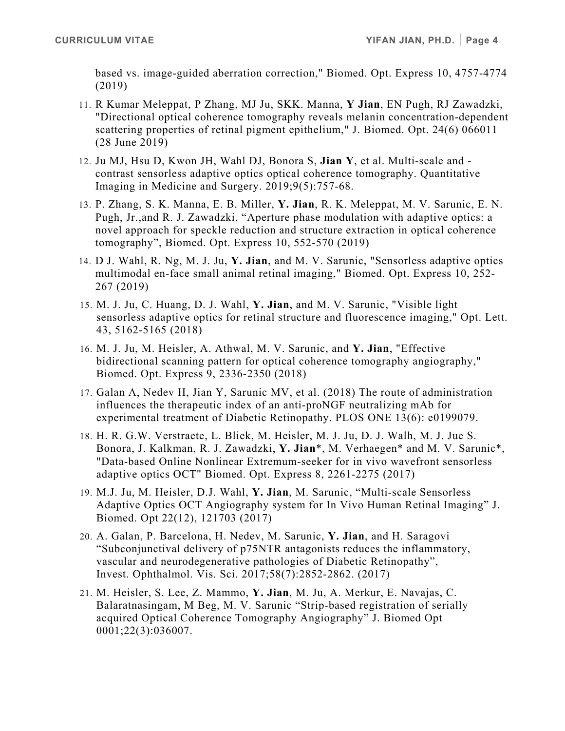based vs. image-guided aberration correction," Biomed. Opt. Express 10, 4757-4774 (2019)

11. R Kumar Meleppat, P Zhang, MJ Ju, SKK. Manna, **Y Jian**, EN Pugh, RJ Zawadzki, "Directional optical coherence tomography reveals melanin concentration-dependent scattering properties of retinal pigment epithelium," J. Biomed. Opt. 24(6) 066011 (28 June 2019)
12. Ju MJ, Hsu D, Kwon JH, Wahl DJ, Bonora S, **Jian Y**, et al. Multi-scale and -contrast sensorless adaptive optics optical coherence tomography. Quantitative Imaging in Medicine and Surgery. 2019;9(5):757-68.
13. P. Zhang, S. K. Manna, E. B. Miller, **Y. Jian**, R. K. Meleppat, M. V. Sarunic, E. N. Pugh, Jr.,and R. J. Zawadzki, "Aperture phase modulation with adaptive optics: a novel approach for speckle reduction and structure extraction in optical coherence tomography", Biomed. Opt. Express 10, 552-570 (2019)
14. D J. Wahl, R. Ng, M. J. Ju, **Y. Jian**, and M. V. Sarunic, "Sensorless adaptive optics multimodal en-face small animal retinal imaging," Biomed. Opt. Express 10, 252-267 (2019)
15. M. J. Ju, C. Huang, D. J. Wahl, **Y. Jian**, and M. V. Sarunic, "Visible light sensorless adaptive optics for retinal structure and fluorescence imaging," Opt. Lett. 43, 5162-5165 (2018)
16. M. J. Ju, M. Heisler, A. Athwal, M. V. Sarunic, and **Y. Jian**, "Effective bidirectional scanning pattern for optical coherence tomography angiography," Biomed. Opt. Express 9, 2336-2350 (2018)
17. Galan A, Nedev H, Jian Y, Sarunic MV, et al. (2018) The route of administration influences the therapeutic index of an anti-proNGF neutralizing mAb for experimental treatment of Diabetic Retinopathy. PLOS ONE 13(6): e0199079.
18. H. R. G.W. Verstraete, L. Bliek, M. Heisler, M. J. Ju, D. J. Walh, M. J. Jue S. Bonora, J. Kalkman, R. J. Zawadzki, **Y. Jian***, M. Verhaegen* and M. V. Sarunic*, "Data-based Online Nonlinear Extremum-seeker for in vivo wavefront sensorless adaptive optics OCT" Biomed. Opt. Express 8, 2261-2275 (2017)
19. M.J. Ju, M. Heisler, D.J. Wahl, **Y. Jian**, M. Sarunic, "Multi-scale Sensorless Adaptive Optics OCT Angiography system for In Vivo Human Retinal Imaging" J. Biomed. Opt 22(12), 121703 (2017)
20. A. Galan, P. Barcelona, H. Nedev, M. Sarunic, **Y. Jian**, and H. Saragovi "Subconjunctival delivery of p75NTR antagonists reduces the inflammatory, vascular and neurodegenerative pathologies of Diabetic Retinopathy", Invest. Ophthalmol. Vis. Sci. 2017;58(7):2852-2862. (2017)
21. M. Heisler, S. Lee, Z. Mammo, **Y. Jian**, M. Ju, A. Merkur, E. Navajas, C. Balaratnasingam, M Beg, M. V. Sarunic "Strip-based registration of serially acquired Optical Coherence Tomography Angiography" J. Biomed Opt 0001;22(3):036007.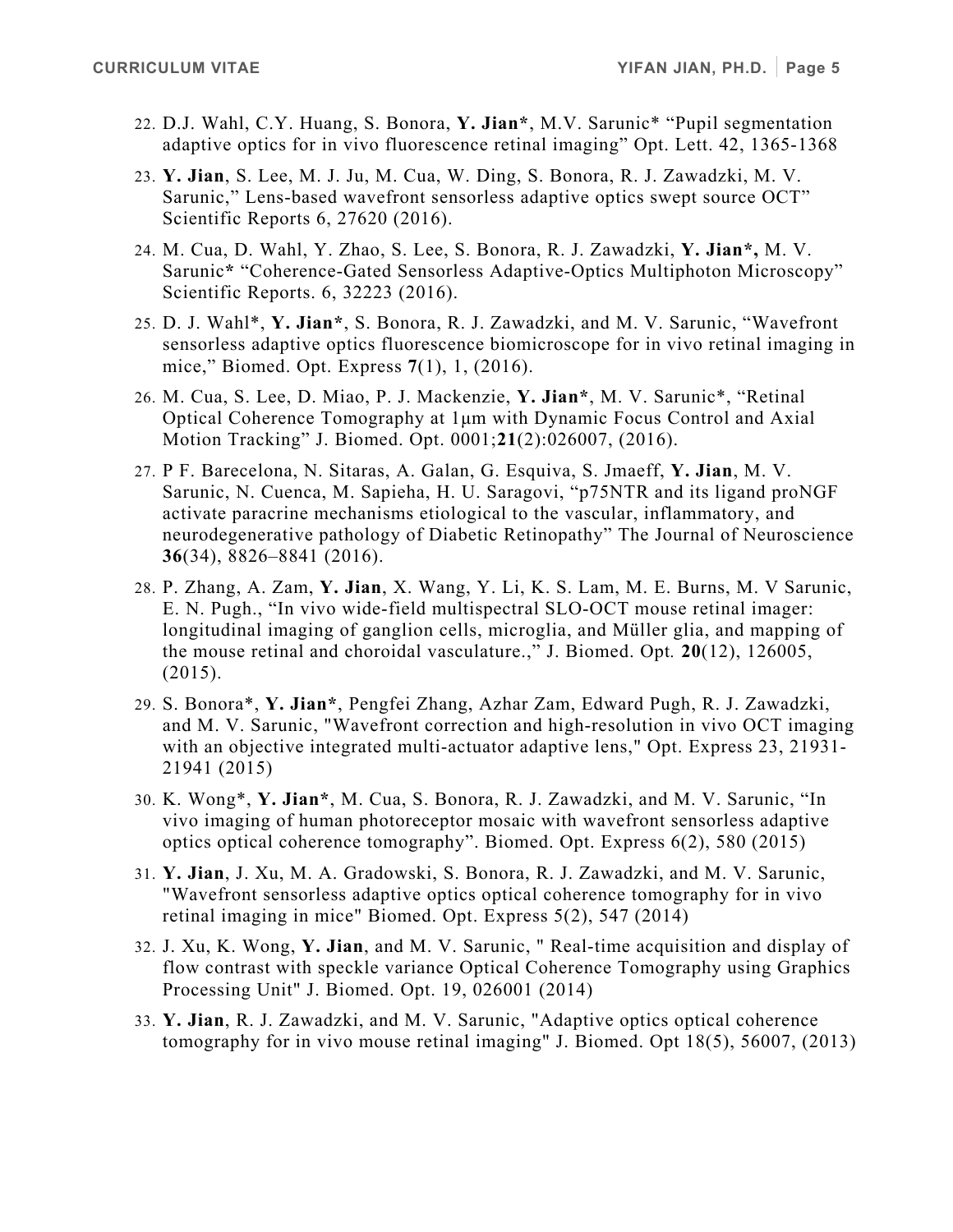22. D.J. Wahl, C.Y. Huang, S. Bonora, **Y. Jian***, M.V. Sarunic* "Pupil segmentation adaptive optics for in vivo fluorescence retinal imaging" Opt. Lett. 42, 1365-1368
23. **Y. Jian**, S. Lee, M. J. Ju, M. Cua, W. Ding, S. Bonora, R. J. Zawadzki, M. V. Sarunic," Lens-based wavefront sensorless adaptive optics swept source OCT" Scientific Reports 6, 27620 (2016).
24. M. Cua, D. Wahl, Y. Zhao, S. Lee, S. Bonora, R. J. Zawadzki, **Y. Jian*,** M. V. Sarunic* "Coherence-Gated Sensorless Adaptive-Optics Multiphoton Microscopy" Scientific Reports. 6, 32223 (2016).
25. D. J. Wahl*, **Y. Jian***, S. Bonora, R. J. Zawadzki, and M. V. Sarunic, "Wavefront sensorless adaptive optics fluorescence biomicroscope for in vivo retinal imaging in mice," Biomed. Opt. Express **7**(1), 1, (2016).
26. M. Cua, S. Lee, D. Miao, P. J. Mackenzie, **Y. Jian***, M. V. Sarunic*, "Retinal Optical Coherence Tomography at 1μm with Dynamic Focus Control and Axial Motion Tracking" J. Biomed. Opt. 0001;**21**(2):026007, (2016).
27. P F. Barecelona, N. Sitaras, A. Galan, G. Esquiva, S. Jmaeff, **Y. Jian**, M. V. Sarunic, N. Cuenca, M. Sapieha, H. U. Saragovi, "p75NTR and its ligand proNGF activate paracrine mechanisms etiological to the vascular, inflammatory, and neurodegenerative pathology of Diabetic Retinopathy" The Journal of Neuroscience **36**(34), 8826–8841 (2016).
28. P. Zhang, A. Zam, **Y. Jian**, X. Wang, Y. Li, K. S. Lam, M. E. Burns, M. V Sarunic, E. N. Pugh., "In vivo wide-field multispectral SLO-OCT mouse retinal imager: longitudinal imaging of ganglion cells, microglia, and Müller glia, and mapping of the mouse retinal and choroidal vasculature.," J. Biomed. Opt. **20**(12), 126005, (2015).
29. S. Bonora*, **Y. Jian***, Pengfei Zhang, Azhar Zam, Edward Pugh, R. J. Zawadzki, and M. V. Sarunic, "Wavefront correction and high-resolution in vivo OCT imaging with an objective integrated multi-actuator adaptive lens," Opt. Express 23, 21931-21941 (2015)
30. K. Wong*, **Y. Jian***, M. Cua, S. Bonora, R. J. Zawadzki, and M. V. Sarunic, "In vivo imaging of human photoreceptor mosaic with wavefront sensorless adaptive optics optical coherence tomography". Biomed. Opt. Express 6(2), 580 (2015)
31. **Y. Jian**, J. Xu, M. A. Gradowski, S. Bonora, R. J. Zawadzki, and M. V. Sarunic, "Wavefront sensorless adaptive optics optical coherence tomography for in vivo retinal imaging in mice" Biomed. Opt. Express 5(2), 547 (2014)
32. J. Xu, K. Wong, **Y. Jian**, and M. V. Sarunic, " Real-time acquisition and display of flow contrast with speckle variance Optical Coherence Tomography using Graphics Processing Unit" J. Biomed. Opt. 19, 026001 (2014)
33. **Y. Jian**, R. J. Zawadzki, and M. V. Sarunic, "Adaptive optics optical coherence tomography for in vivo mouse retinal imaging" J. Biomed. Opt 18(5), 56007, (2013)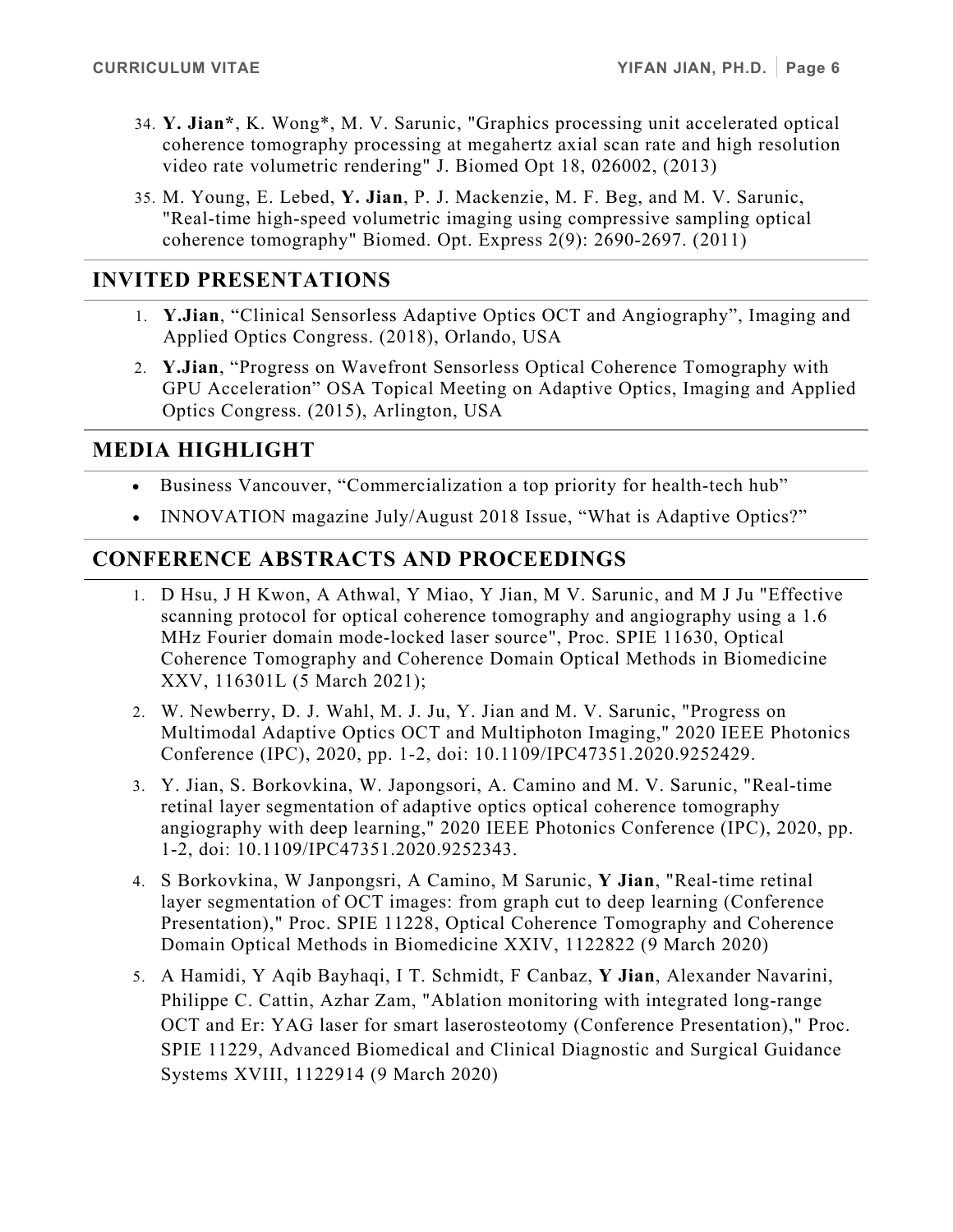34. **Y. Jian***, K. Wong*, M. V. Sarunic, "Graphics processing unit accelerated optical coherence tomography processing at megahertz axial scan rate and high resolution video rate volumetric rendering" J. Biomed Opt 18, 026002, (2013)
35. M. Young, E. Lebed, **Y. Jian**, P. J. Mackenzie, M. F. Beg, and M. V. Sarunic, "Real-time high-speed volumetric imaging using compressive sampling optical coherence tomography" Biomed. Opt. Express 2(9): 2690-2697. (2011)

## INVITED PRESENTATIONS

1. **Y.Jian**, "Clinical Sensorless Adaptive Optics OCT and Angiography", Imaging and Applied Optics Congress. (2018), Orlando, USA
2. **Y.Jian**, "Progress on Wavefront Sensorless Optical Coherence Tomography with GPU Acceleration" OSA Topical Meeting on Adaptive Optics, Imaging and Applied Optics Congress. (2015), Arlington, USA

## MEDIA HIGHLIGHT

- Business Vancouver, "Commercialization a top priority for health-tech hub"
- INNOVATION magazine July/August 2018 Issue, "What is Adaptive Optics?"

## CONFERENCE ABSTRACTS AND PROCEEDINGS

1. D Hsu, J H Kwon, A Athwal, Y Miao, Y Jian, M V. Sarunic, and M J Ju "Effective scanning protocol for optical coherence tomography and angiography using a 1.6 MHz Fourier domain mode-locked laser source", Proc. SPIE 11630, Optical Coherence Tomography and Coherence Domain Optical Methods in Biomedicine XXV, 116301L (5 March 2021);
2. W. Newberry, D. J. Wahl, M. J. Ju, Y. Jian and M. V. Sarunic, "Progress on Multimodal Adaptive Optics OCT and Multiphoton Imaging," 2020 IEEE Photonics Conference (IPC), 2020, pp. 1-2, doi: 10.1109/IPC47351.2020.9252429.
3. Y. Jian, S. Borkovkina, W. Japongsori, A. Camino and M. V. Sarunic, "Real-time retinal layer segmentation of adaptive optics optical coherence tomography angiography with deep learning," 2020 IEEE Photonics Conference (IPC), 2020, pp. 1-2, doi: 10.1109/IPC47351.2020.9252343.
4. S Borkovkina, W Janpongsri, A Camino, M Sarunic, **Y Jian**, "Real-time retinal layer segmentation of OCT images: from graph cut to deep learning (Conference Presentation)," Proc. SPIE 11228, Optical Coherence Tomography and Coherence Domain Optical Methods in Biomedicine XXIV, 1122822 (9 March 2020)
5. A Hamidi, Y Aqib Bayhaqi, I T. Schmidt, F Canbaz, **Y Jian**, Alexander Navarini, Philippe C. Cattin, Azhar Zam, "Ablation monitoring with integrated long-range OCT and Er: YAG laser for smart laserosteotomy (Conference Presentation)," Proc. SPIE 11229, Advanced Biomedical and Clinical Diagnostic and Surgical Guidance Systems XVIII, 1122914 (9 March 2020)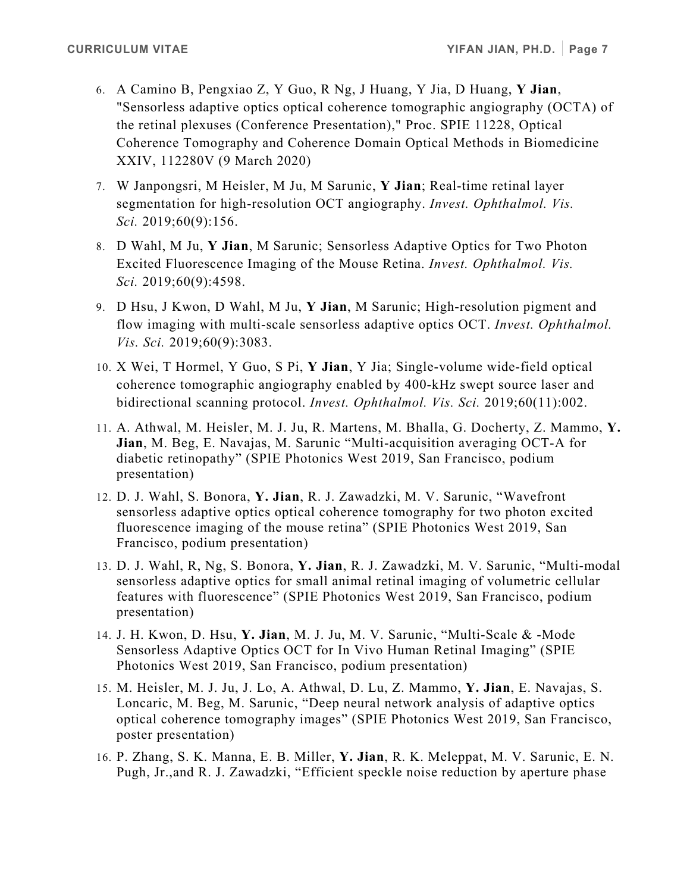6. A Camino B, Pengxiao Z, Y Guo, R Ng, J Huang, Y Jia, D Huang, **Y Jian**, "Sensorless adaptive optics optical coherence tomographic angiography (OCTA) of the retinal plexuses (Conference Presentation)," Proc. SPIE 11228, Optical Coherence Tomography and Coherence Domain Optical Methods in Biomedicine XXIV, 112280V (9 March 2020)

7. W Janpongsri, M Heisler, M Ju, M Sarunic, **Y Jian**; Real-time retinal layer segmentation for high-resolution OCT angiography. *Invest. Ophthalmol. Vis. Sci.* 2019;60(9):156.

8. D Wahl, M Ju, **Y Jian**, M Sarunic; Sensorless Adaptive Optics for Two Photon Excited Fluorescence Imaging of the Mouse Retina. *Invest. Ophthalmol. Vis. Sci.* 2019;60(9):4598.

9. D Hsu, J Kwon, D Wahl, M Ju, **Y Jian**, M Sarunic; High-resolution pigment and flow imaging with multi-scale sensorless adaptive optics OCT. *Invest. Ophthalmol. Vis. Sci.* 2019;60(9):3083.

10. X Wei, T Hormel, Y Guo, S Pi, **Y Jian**, Y Jia; Single-volume wide-field optical coherence tomographic angiography enabled by 400-kHz swept source laser and bidirectional scanning protocol. *Invest. Ophthalmol. Vis. Sci.* 2019;60(11):002.

11. A. Athwal, M. Heisler, M. J. Ju, R. Martens, M. Bhalla, G. Docherty, Z. Mammo, **Y. Jian**, M. Beg, E. Navajas, M. Sarunic "Multi-acquisition averaging OCT-A for diabetic retinopathy" (SPIE Photonics West 2019, San Francisco, podium presentation)

12. D. J. Wahl, S. Bonora, **Y. Jian**, R. J. Zawadzki, M. V. Sarunic, "Wavefront sensorless adaptive optics optical coherence tomography for two photon excited fluorescence imaging of the mouse retina" (SPIE Photonics West 2019, San Francisco, podium presentation)

13. D. J. Wahl, R, Ng, S. Bonora, **Y. Jian**, R. J. Zawadzki, M. V. Sarunic, "Multi-modal sensorless adaptive optics for small animal retinal imaging of volumetric cellular features with fluorescence" (SPIE Photonics West 2019, San Francisco, podium presentation)

14. J. H. Kwon, D. Hsu, **Y. Jian**, M. J. Ju, M. V. Sarunic, "Multi-Scale & -Mode Sensorless Adaptive Optics OCT for In Vivo Human Retinal Imaging" (SPIE Photonics West 2019, San Francisco, podium presentation)

15. M. Heisler, M. J. Ju, J. Lo, A. Athwal, D. Lu, Z. Mammo, **Y. Jian**, E. Navajas, S. Loncaric, M. Beg, M. Sarunic, "Deep neural network analysis of adaptive optics optical coherence tomography images" (SPIE Photonics West 2019, San Francisco, poster presentation)

16. P. Zhang, S. K. Manna, E. B. Miller, **Y. Jian**, R. K. Meleppat, M. V. Sarunic, E. N. Pugh, Jr.,and R. J. Zawadzki, "Efficient speckle noise reduction by aperture phase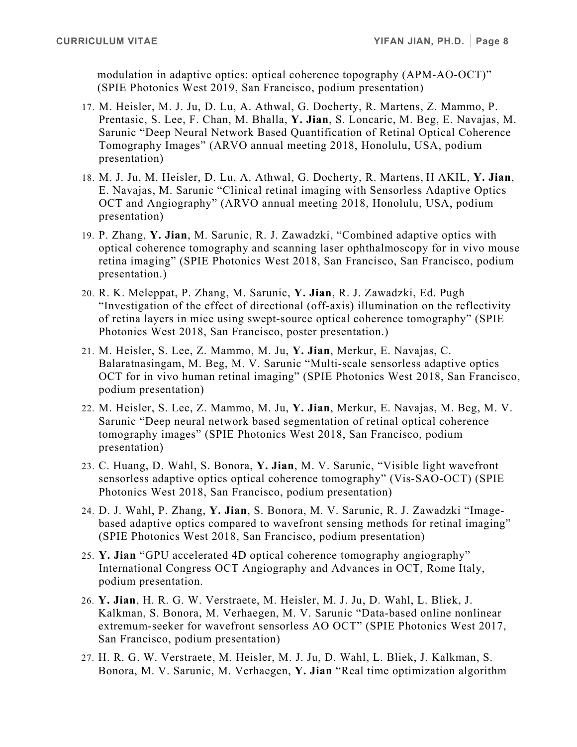modulation in adaptive optics: optical coherence topography (APM-AO-OCT)" (SPIE Photonics West 2019, San Francisco, podium presentation)

17. M. Heisler, M. J. Ju, D. Lu, A. Athwal, G. Docherty, R. Martens, Z. Mammo, P. Prentasic, S. Lee, F. Chan, M. Bhalla, **Y. Jian**, S. Loncaric, M. Beg, E. Navajas, M. Sarunic "Deep Neural Network Based Quantification of Retinal Optical Coherence Tomography Images" (ARVO annual meeting 2018, Honolulu, USA, podium presentation)
18. M. J. Ju, M. Heisler, D. Lu, A. Athwal, G. Docherty, R. Martens, H AKIL, **Y. Jian**, E. Navajas, M. Sarunic "Clinical retinal imaging with Sensorless Adaptive Optics OCT and Angiography" (ARVO annual meeting 2018, Honolulu, USA, podium presentation)
19. P. Zhang, **Y. Jian**, M. Sarunic, R. J. Zawadzki, "Combined adaptive optics with optical coherence tomography and scanning laser ophthalmoscopy for in vivo mouse retina imaging" (SPIE Photonics West 2018, San Francisco, San Francisco, podium presentation.)
20. R. K. Meleppat, P. Zhang, M. Sarunic, **Y. Jian**, R. J. Zawadzki, Ed. Pugh "Investigation of the effect of directional (off-axis) illumination on the reflectivity of retina layers in mice using swept-source optical coherence tomography" (SPIE Photonics West 2018, San Francisco, poster presentation.)
21. M. Heisler, S. Lee, Z. Mammo, M. Ju, **Y. Jian**, Merkur, E. Navajas, C. Balaratnasingam, M. Beg, M. V. Sarunic "Multi-scale sensorless adaptive optics OCT for in vivo human retinal imaging" (SPIE Photonics West 2018, San Francisco, podium presentation)
22. M. Heisler, S. Lee, Z. Mammo, M. Ju, **Y. Jian**, Merkur, E. Navajas, M. Beg, M. V. Sarunic "Deep neural network based segmentation of retinal optical coherence tomography images" (SPIE Photonics West 2018, San Francisco, podium presentation)
23. C. Huang, D. Wahl, S. Bonora, **Y. Jian**, M. V. Sarunic, "Visible light wavefront sensorless adaptive optics optical coherence tomography" (Vis-SAO-OCT) (SPIE Photonics West 2018, San Francisco, podium presentation)
24. D. J. Wahl, P. Zhang, **Y. Jian**, S. Bonora, M. V. Sarunic, R. J. Zawadzki "Image-based adaptive optics compared to wavefront sensing methods for retinal imaging" (SPIE Photonics West 2018, San Francisco, podium presentation)
25. **Y. Jian** "GPU accelerated 4D optical coherence tomography angiography" International Congress OCT Angiography and Advances in OCT, Rome Italy, podium presentation.
26. **Y. Jian**, H. R. G. W. Verstraete, M. Heisler, M. J. Ju, D. Wahl, L. Bliek, J. Kalkman, S. Bonora, M. Verhaegen, M. V. Sarunic "Data-based online nonlinear extremum-seeker for wavefront sensorless AO OCT" (SPIE Photonics West 2017, San Francisco, podium presentation)
27. H. R. G. W. Verstraete, M. Heisler, M. J. Ju, D. Wahl, L. Bliek, J. Kalkman, S. Bonora, M. V. Sarunic, M. Verhaegen, **Y. Jian** "Real time optimization algorithm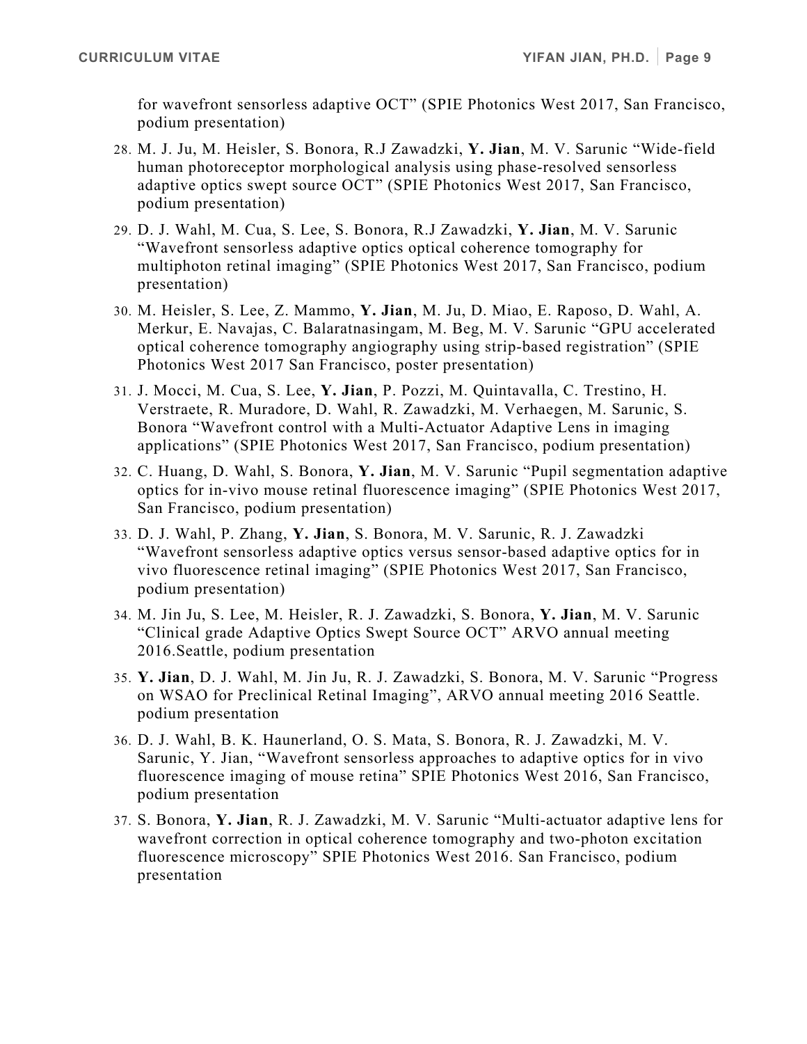for wavefront sensorless adaptive OCT" (SPIE Photonics West 2017, San Francisco, podium presentation)

28. M. J. Ju, M. Heisler, S. Bonora, R.J Zawadzki, **Y. Jian**, M. V. Sarunic "Wide-field human photoreceptor morphological analysis using phase-resolved sensorless adaptive optics swept source OCT" (SPIE Photonics West 2017, San Francisco, podium presentation)
29. D. J. Wahl, M. Cua, S. Lee, S. Bonora, R.J Zawadzki, **Y. Jian**, M. V. Sarunic "Wavefront sensorless adaptive optics optical coherence tomography for multiphoton retinal imaging" (SPIE Photonics West 2017, San Francisco, podium presentation)
30. M. Heisler, S. Lee, Z. Mammo, **Y. Jian**, M. Ju, D. Miao, E. Raposo, D. Wahl, A. Merkur, E. Navajas, C. Balaratnasingam, M. Beg, M. V. Sarunic "GPU accelerated optical coherence tomography angiography using strip-based registration" (SPIE Photonics West 2017 San Francisco, poster presentation)
31. J. Mocci, M. Cua, S. Lee, **Y. Jian**, P. Pozzi, M. Quintavalla, C. Trestino, H. Verstraete, R. Muradore, D. Wahl, R. Zawadzki, M. Verhaegen, M. Sarunic, S. Bonora "Wavefront control with a Multi-Actuator Adaptive Lens in imaging applications" (SPIE Photonics West 2017, San Francisco, podium presentation)
32. C. Huang, D. Wahl, S. Bonora, **Y. Jian**, M. V. Sarunic "Pupil segmentation adaptive optics for in-vivo mouse retinal fluorescence imaging" (SPIE Photonics West 2017, San Francisco, podium presentation)
33. D. J. Wahl, P. Zhang, **Y. Jian**, S. Bonora, M. V. Sarunic, R. J. Zawadzki "Wavefront sensorless adaptive optics versus sensor-based adaptive optics for in vivo fluorescence retinal imaging" (SPIE Photonics West 2017, San Francisco, podium presentation)
34. M. Jin Ju, S. Lee, M. Heisler, R. J. Zawadzki, S. Bonora, **Y. Jian**, M. V. Sarunic "Clinical grade Adaptive Optics Swept Source OCT" ARVO annual meeting 2016.Seattle, podium presentation
35. **Y. Jian**, D. J. Wahl, M. Jin Ju, R. J. Zawadzki, S. Bonora, M. V. Sarunic "Progress on WSAO for Preclinical Retinal Imaging", ARVO annual meeting 2016 Seattle. podium presentation
36. D. J. Wahl, B. K. Haunerland, O. S. Mata, S. Bonora, R. J. Zawadzki, M. V. Sarunic, Y. Jian, "Wavefront sensorless approaches to adaptive optics for in vivo fluorescence imaging of mouse retina" SPIE Photonics West 2016, San Francisco, podium presentation
37. S. Bonora, **Y. Jian**, R. J. Zawadzki, M. V. Sarunic "Multi-actuator adaptive lens for wavefront correction in optical coherence tomography and two-photon excitation fluorescence microscopy" SPIE Photonics West 2016. San Francisco, podium presentation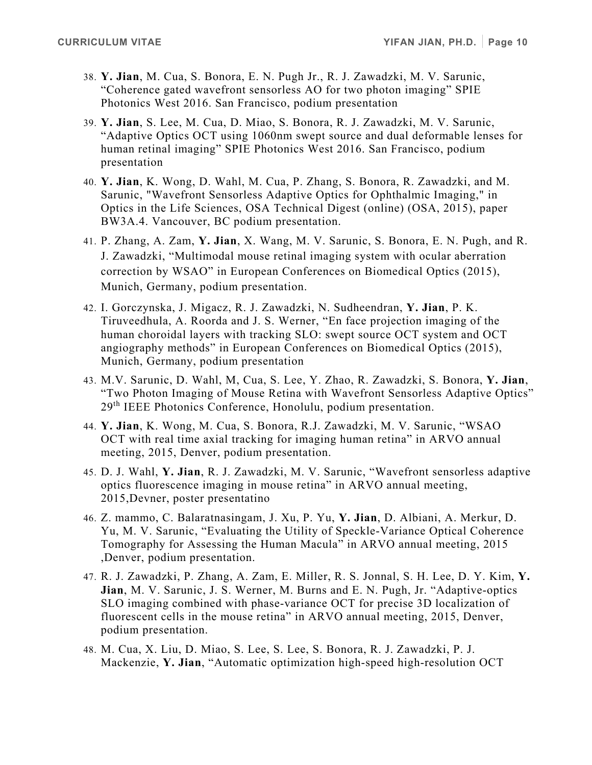38. **Y. Jian**, M. Cua, S. Bonora, E. N. Pugh Jr., R. J. Zawadzki, M. V. Sarunic, "Coherence gated wavefront sensorless AO for two photon imaging" SPIE Photonics West 2016. San Francisco, podium presentation
39. **Y. Jian**, S. Lee, M. Cua, D. Miao, S. Bonora, R. J. Zawadzki, M. V. Sarunic, "Adaptive Optics OCT using 1060nm swept source and dual deformable lenses for human retinal imaging" SPIE Photonics West 2016. San Francisco, podium presentation
40. **Y. Jian**, K. Wong, D. Wahl, M. Cua, P. Zhang, S. Bonora, R. Zawadzki, and M. Sarunic, "Wavefront Sensorless Adaptive Optics for Ophthalmic Imaging," in Optics in the Life Sciences, OSA Technical Digest (online) (OSA, 2015), paper BW3A.4. Vancouver, BC podium presentation.
41. P. Zhang, A. Zam, **Y. Jian**, X. Wang, M. V. Sarunic, S. Bonora, E. N. Pugh, and R. J. Zawadzki, "Multimodal mouse retinal imaging system with ocular aberration correction by WSAO" in European Conferences on Biomedical Optics (2015), Munich, Germany, podium presentation.
42. I. Gorczynska, J. Migacz, R. J. Zawadzki, N. Sudheendran, **Y. Jian**, P. K. Tiruveedhula, A. Roorda and J. S. Werner, "En face projection imaging of the human choroidal layers with tracking SLO: swept source OCT system and OCT angiography methods" in European Conferences on Biomedical Optics (2015), Munich, Germany, podium presentation
43. M.V. Sarunic, D. Wahl, M, Cua, S. Lee, Y. Zhao, R. Zawadzki, S. Bonora, **Y. Jian**, "Two Photon Imaging of Mouse Retina with Wavefront Sensorless Adaptive Optics" 29th IEEE Photonics Conference, Honolulu, podium presentation.
44. **Y. Jian**, K. Wong, M. Cua, S. Bonora, R.J. Zawadzki, M. V. Sarunic, "WSAO OCT with real time axial tracking for imaging human retina" in ARVO annual meeting, 2015, Denver, podium presentation.
45. D. J. Wahl, **Y. Jian**, R. J. Zawadzki, M. V. Sarunic, "Wavefront sensorless adaptive optics fluorescence imaging in mouse retina" in ARVO annual meeting, 2015,Devner, poster presentatino
46. Z. mammo, C. Balaratnasingam, J. Xu, P. Yu, **Y. Jian**, D. Albiani, A. Merkur, D. Yu, M. V. Sarunic, "Evaluating the Utility of Speckle-Variance Optical Coherence Tomography for Assessing the Human Macula" in ARVO annual meeting, 2015 ,Denver, podium presentation.
47. R. J. Zawadzki, P. Zhang, A. Zam, E. Miller, R. S. Jonnal, S. H. Lee, D. Y. Kim, **Y. Jian**, M. V. Sarunic, J. S. Werner, M. Burns and E. N. Pugh, Jr. "Adaptive-optics SLO imaging combined with phase-variance OCT for precise 3D localization of fluorescent cells in the mouse retina" in ARVO annual meeting, 2015, Denver, podium presentation.
48. M. Cua, X. Liu, D. Miao, S. Lee, S. Lee, S. Bonora, R. J. Zawadzki, P. J. Mackenzie, **Y. Jian**, "Automatic optimization high-speed high-resolution OCT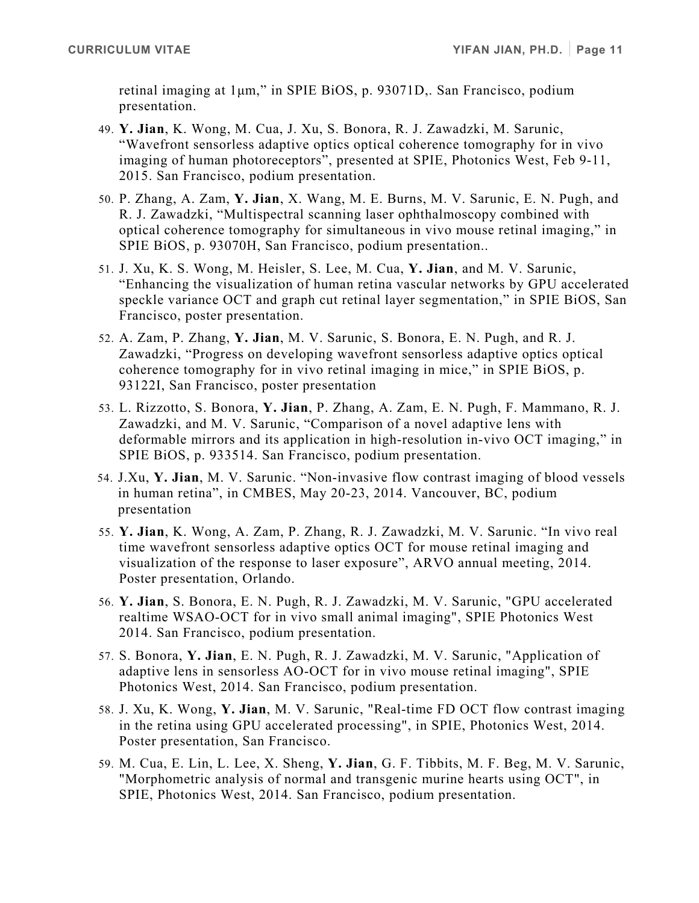retinal imaging at 1μm," in SPIE BiOS, p. 93071D,. San Francisco, podium presentation.

49. **Y. Jian**, K. Wong, M. Cua, J. Xu, S. Bonora, R. J. Zawadzki, M. Sarunic, "Wavefront sensorless adaptive optics optical coherence tomography for in vivo imaging of human photoreceptors", presented at SPIE, Photonics West, Feb 9-11, 2015. San Francisco, podium presentation.
50. P. Zhang, A. Zam, **Y. Jian**, X. Wang, M. E. Burns, M. V. Sarunic, E. N. Pugh, and R. J. Zawadzki, "Multispectral scanning laser ophthalmoscopy combined with optical coherence tomography for simultaneous in vivo mouse retinal imaging," in SPIE BiOS, p. 93070H, San Francisco, podium presentation..
51. J. Xu, K. S. Wong, M. Heisler, S. Lee, M. Cua, **Y. Jian**, and M. V. Sarunic, "Enhancing the visualization of human retina vascular networks by GPU accelerated speckle variance OCT and graph cut retinal layer segmentation," in SPIE BiOS, San Francisco, poster presentation.
52. A. Zam, P. Zhang, **Y. Jian**, M. V. Sarunic, S. Bonora, E. N. Pugh, and R. J. Zawadzki, "Progress on developing wavefront sensorless adaptive optics optical coherence tomography for in vivo retinal imaging in mice," in SPIE BiOS, p. 93122I, San Francisco, poster presentation
53. L. Rizzotto, S. Bonora, **Y. Jian**, P. Zhang, A. Zam, E. N. Pugh, F. Mammano, R. J. Zawadzki, and M. V. Sarunic, "Comparison of a novel adaptive lens with deformable mirrors and its application in high-resolution in-vivo OCT imaging," in SPIE BiOS, p. 933514. San Francisco, podium presentation.
54. J.Xu, **Y. Jian**, M. V. Sarunic. "Non-invasive flow contrast imaging of blood vessels in human retina", in CMBES, May 20-23, 2014. Vancouver, BC, podium presentation
55. **Y. Jian**, K. Wong, A. Zam, P. Zhang, R. J. Zawadzki, M. V. Sarunic. "In vivo real time wavefront sensorless adaptive optics OCT for mouse retinal imaging and visualization of the response to laser exposure", ARVO annual meeting, 2014. Poster presentation, Orlando.
56. **Y. Jian**, S. Bonora, E. N. Pugh, R. J. Zawadzki, M. V. Sarunic, "GPU accelerated realtime WSAO-OCT for in vivo small animal imaging", SPIE Photonics West 2014. San Francisco, podium presentation.
57. S. Bonora, **Y. Jian**, E. N. Pugh, R. J. Zawadzki, M. V. Sarunic, "Application of adaptive lens in sensorless AO-OCT for in vivo mouse retinal imaging", SPIE Photonics West, 2014. San Francisco, podium presentation.
58. J. Xu, K. Wong, **Y. Jian**, M. V. Sarunic, "Real-time FD OCT flow contrast imaging in the retina using GPU accelerated processing", in SPIE, Photonics West, 2014. Poster presentation, San Francisco.
59. M. Cua, E. Lin, L. Lee, X. Sheng, **Y. Jian**, G. F. Tibbits, M. F. Beg, M. V. Sarunic, "Morphometric analysis of normal and transgenic murine hearts using OCT", in SPIE, Photonics West, 2014. San Francisco, podium presentation.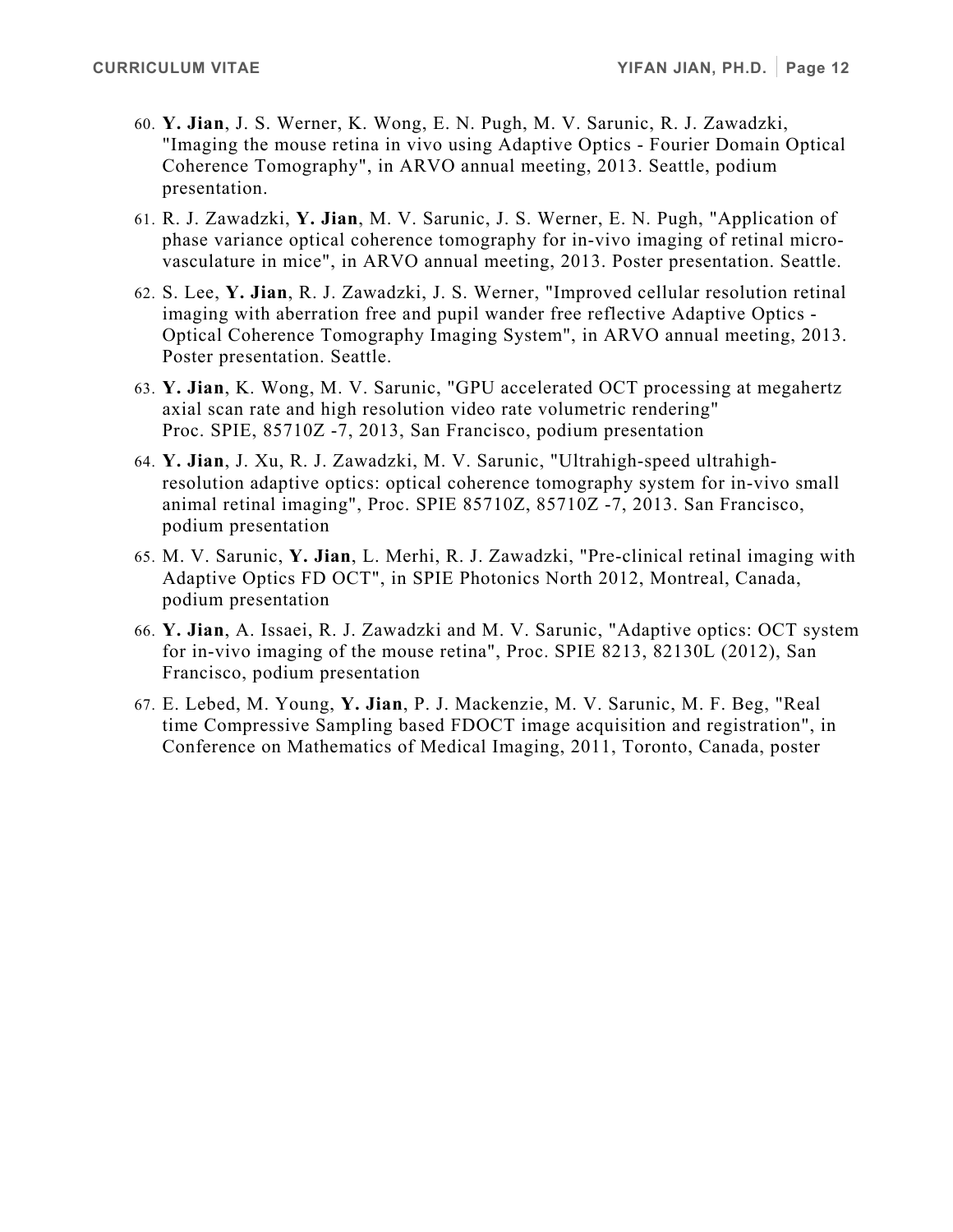60. **Y. Jian**, J. S. Werner, K. Wong, E. N. Pugh, M. V. Sarunic, R. J. Zawadzki, "Imaging the mouse retina in vivo using Adaptive Optics - Fourier Domain Optical Coherence Tomography", in ARVO annual meeting, 2013. Seattle, podium presentation.
61. R. J. Zawadzki, **Y. Jian**, M. V. Sarunic, J. S. Werner, E. N. Pugh, "Application of phase variance optical coherence tomography for in-vivo imaging of retinal micro-vasculature in mice", in ARVO annual meeting, 2013. Poster presentation. Seattle.
62. S. Lee, **Y. Jian**, R. J. Zawadzki, J. S. Werner, "Improved cellular resolution retinal imaging with aberration free and pupil wander free reflective Adaptive Optics - Optical Coherence Tomography Imaging System", in ARVO annual meeting, 2013. Poster presentation. Seattle.
63. **Y. Jian**, K. Wong, M. V. Sarunic, "GPU accelerated OCT processing at megahertz axial scan rate and high resolution video rate volumetric rendering" Proc. SPIE, 85710Z -7, 2013, San Francisco, podium presentation
64. **Y. Jian**, J. Xu, R. J. Zawadzki, M. V. Sarunic, "Ultrahigh-speed ultrahigh-resolution adaptive optics: optical coherence tomography system for in-vivo small animal retinal imaging", Proc. SPIE 85710Z, 85710Z -7, 2013. San Francisco, podium presentation
65. M. V. Sarunic, **Y. Jian**, L. Merhi, R. J. Zawadzki, "Pre-clinical retinal imaging with Adaptive Optics FD OCT", in SPIE Photonics North 2012, Montreal, Canada, podium presentation
66. **Y. Jian**, A. Issaei, R. J. Zawadzki and M. V. Sarunic, "Adaptive optics: OCT system for in-vivo imaging of the mouse retina", Proc. SPIE 8213, 82130L (2012), San Francisco, podium presentation
67. E. Lebed, M. Young, **Y. Jian**, P. J. Mackenzie, M. V. Sarunic, M. F. Beg, "Real time Compressive Sampling based FDOCT image acquisition and registration", in Conference on Mathematics of Medical Imaging, 2011, Toronto, Canada, poster